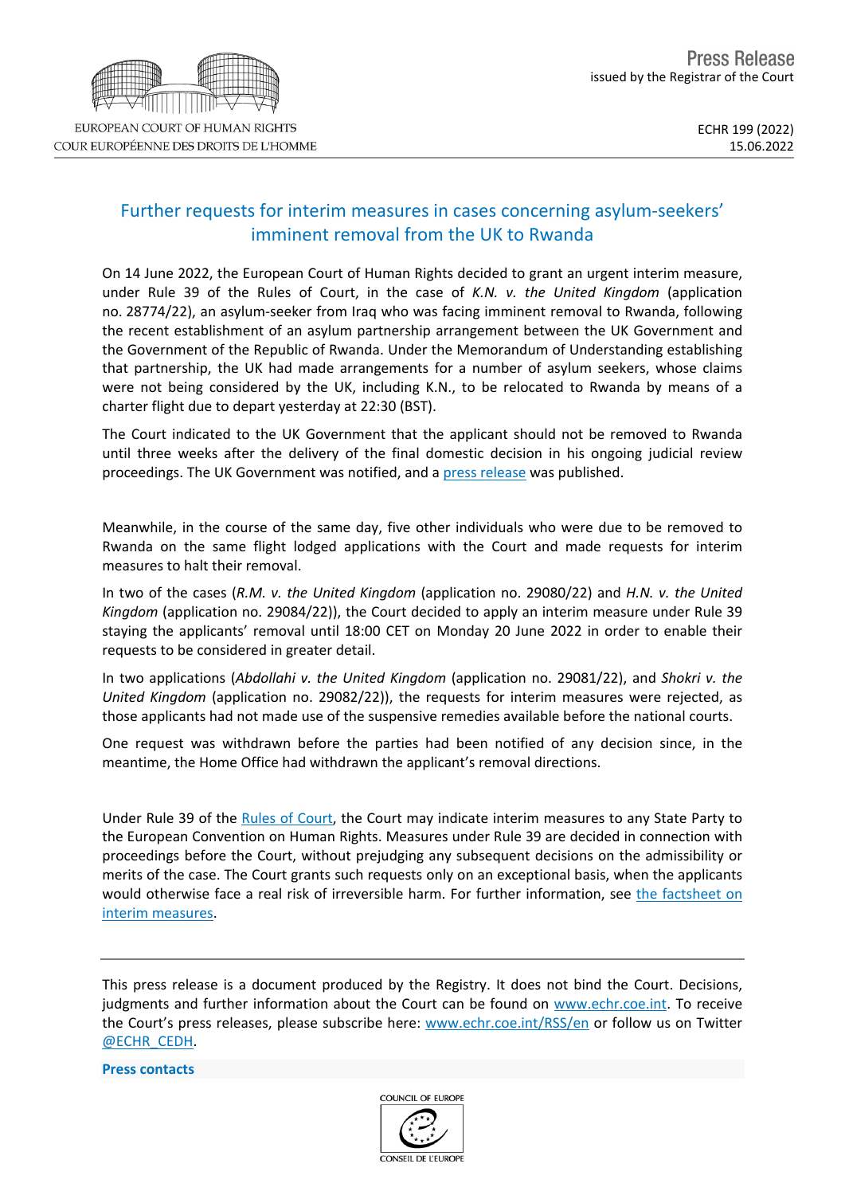Press Release
issued by the Registrar of the Court

ECHR 199 (2022)
15.06.2022

# Further requests for interim measures in cases concerning asylum-seekers' imminent removal from the UK to Rwanda

On 14 June 2022, the European Court of Human Rights decided to grant an urgent interim measure, under Rule 39 of the Rules of Court, in the case of *K.N. v. the United Kingdom* (application no. 28774/22), an asylum-seeker from Iraq who was facing imminent removal to Rwanda, following the recent establishment of an asylum partnership arrangement between the UK Government and the Government of the Republic of Rwanda. Under the Memorandum of Understanding establishing that partnership, the UK had made arrangements for a number of asylum seekers, whose claims were not being considered by the UK, including K.N., to be relocated to Rwanda by means of a charter flight due to depart yesterday at 22:30 (BST).

The Court indicated to the UK Government that the applicant should not be removed to Rwanda until three weeks after the delivery of the final domestic decision in his ongoing judicial review proceedings. The UK Government was notified, and a press release was published.

Meanwhile, in the course of the same day, five other individuals who were due to be removed to Rwanda on the same flight lodged applications with the Court and made requests for interim measures to halt their removal.

In two of the cases (*R.M. v. the United Kingdom* (application no. 29080/22) and *H.N. v. the United Kingdom* (application no. 29084/22)), the Court decided to apply an interim measure under Rule 39 staying the applicants' removal until 18:00 CET on Monday 20 June 2022 in order to enable their requests to be considered in greater detail.

In two applications (*Abdollahi v. the United Kingdom* (application no. 29081/22), and *Shokri v. the United Kingdom* (application no. 29082/22)), the requests for interim measures were rejected, as those applicants had not made use of the suspensive remedies available before the national courts.

One request was withdrawn before the parties had been notified of any decision since, in the meantime, the Home Office had withdrawn the applicant's removal directions.

Under Rule 39 of the Rules of Court, the Court may indicate interim measures to any State Party to the European Convention on Human Rights. Measures under Rule 39 are decided in connection with proceedings before the Court, without prejudging any subsequent decisions on the admissibility or merits of the case. The Court grants such requests only on an exceptional basis, when the applicants would otherwise face a real risk of irreversible harm. For further information, see the factsheet on interim measures.

---

This press release is a document produced by the Registry. It does not bind the Court. Decisions, judgments and further information about the Court can be found on www.echr.coe.int. To receive the Court's press releases, please subscribe here: www.echr.coe.int/RSS/en or follow us on Twitter @ECHR_CEDH.

**Press contacts**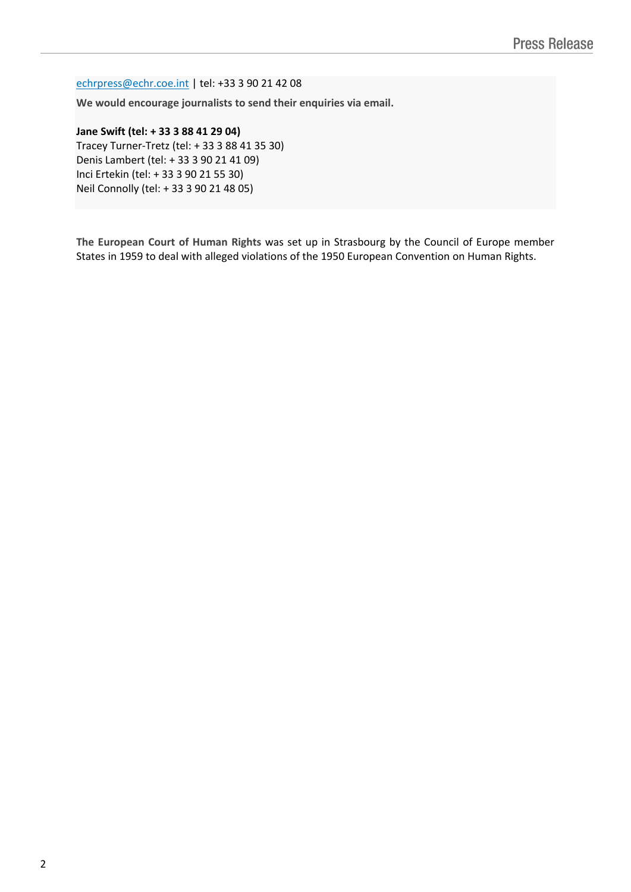echrpress@echr.coe.int | tel: +33 3 90 21 42 08

**We would encourage journalists to send their enquiries via email.**

**Jane Swift (tel: + 33 3 88 41 29 04)**
Tracey Turner-Tretz (tel: + 33 3 88 41 35 30)
Denis Lambert (tel: + 33 3 90 21 41 09)
Inci Ertekin (tel: + 33 3 90 21 55 30)
Neil Connolly (tel: + 33 3 90 21 48 05)

**The European Court of Human Rights** was set up in Strasbourg by the Council of Europe member States in 1959 to deal with alleged violations of the 1950 European Convention on Human Rights.